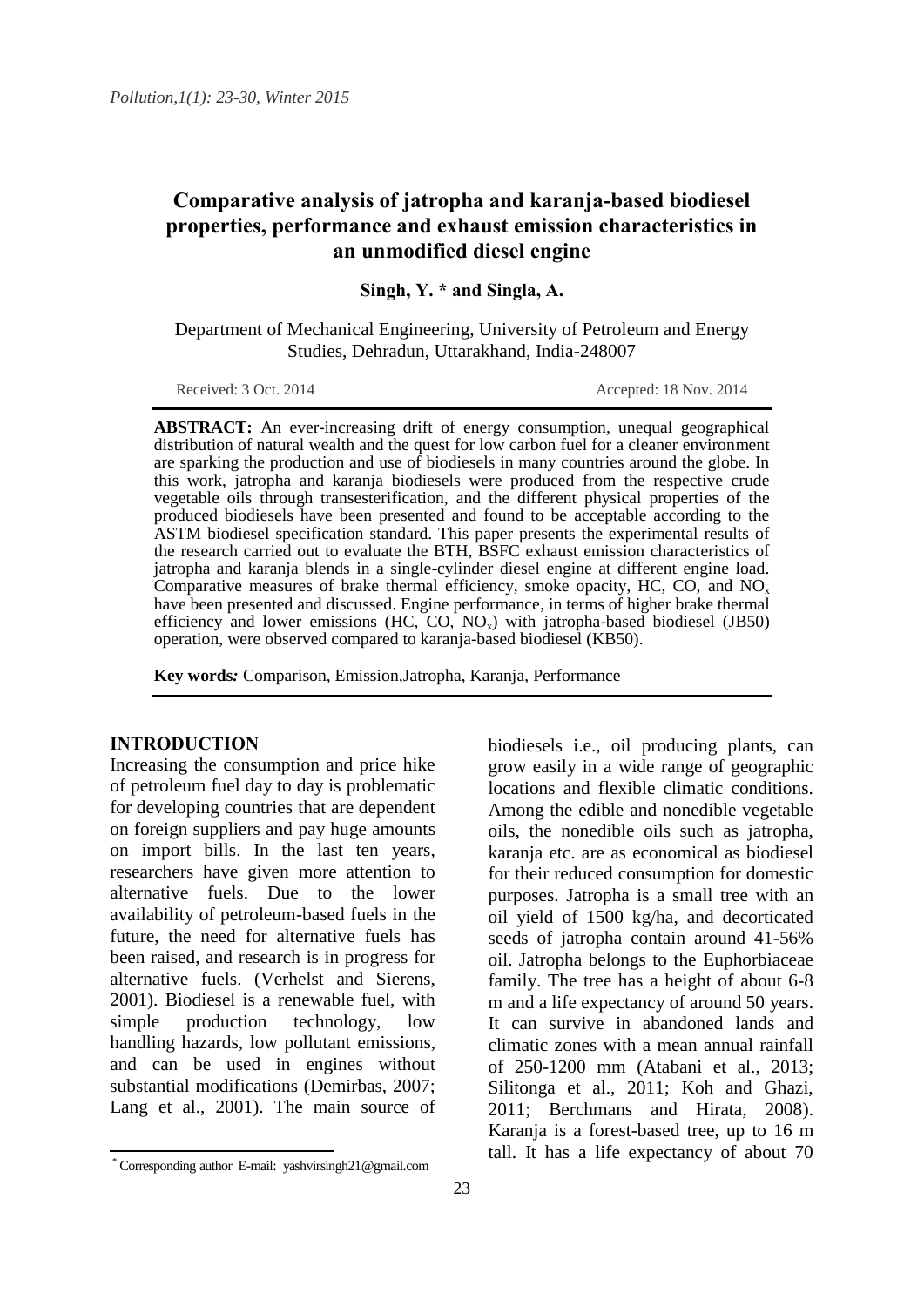# Comparative analysis of jatropha and karanja-based biodiesel properties, performance and exhaust emission characteristics in an unmodified diesel engine

**Singh, Y. * and Singla, A.**

Department of Mechanical Engineering, University of Petroleum and Energy Studies, Dehradun, Uttarakhand, India-248007

Received: 3 Oct. 2014 Accepted: 18 Nov. 2014

**ABSTRACT:** An ever-increasing drift of energy consumption, unequal geographical distribution of natural wealth and the quest for low carbon fuel for a cleaner environment are sparking the production and use of biodiesels in many countries around the globe. In this work, jatropha and karanja biodiesels were produced from the respective crude vegetable oils through transesterification, and the different physical properties of the produced biodiesels have been presented and found to be acceptable according to the ASTM biodiesel specification standard. This paper presents the experimental results of the research carried out to evaluate the BTH, BSFC exhaust emission characteristics of jatropha and karanja blends in a single-cylinder diesel engine at different engine load. Comparative measures of brake thermal efficiency, smoke opacity, HC, CO, and $NO_x$ have been presented and discussed. Engine performance, in terms of higher brake thermal efficiency and lower emissions (HC, CO, $NO_x$) with jatropha-based biodiesel (JB50) operation, were observed compared to karanja-based biodiesel (KB50).

**Key words:** Comparison, Emission,Jatropha, Karanja, Performance

## INTRODUCTION

Increasing the consumption and price hike of petroleum fuel day to day is problematic for developing countries that are dependent on foreign suppliers and pay huge amounts on import bills. In the last ten years, researchers have given more attention to alternative fuels. Due to the lower availability of petroleum-based fuels in the future, the need for alternative fuels has been raised, and research is in progress for alternative fuels. (Verhelst and Sierens, 2001). Biodiesel is a renewable fuel, with simple production technology, low handling hazards, low pollutant emissions, and can be used in engines without substantial modifications (Demirbas, 2007; Lang et al., 2001). The main source of biodiesels i.e., oil producing plants, can grow easily in a wide range of geographic locations and flexible climatic conditions. Among the edible and nonedible vegetable oils, the nonedible oils such as jatropha, karanja etc. are as economical as biodiesel for their reduced consumption for domestic purposes. Jatropha is a small tree with an oil yield of 1500 kg/ha, and decorticated seeds of jatropha contain around 41-56% oil. Jatropha belongs to the Euphorbiaceae family. The tree has a height of about 6-8 m and a life expectancy of around 50 years. It can survive in abandoned lands and climatic zones with a mean annual rainfall of 250-1200 mm (Atabani et al., 2013; Silitonga et al., 2011; Koh and Ghazi, 2011; Berchmans and Hirata, 2008). Karanja is a forest-based tree, up to 16 m tall. It has a life expectancy of about 70

* Corresponding author E-mail: yashvirsingh21@gmail.com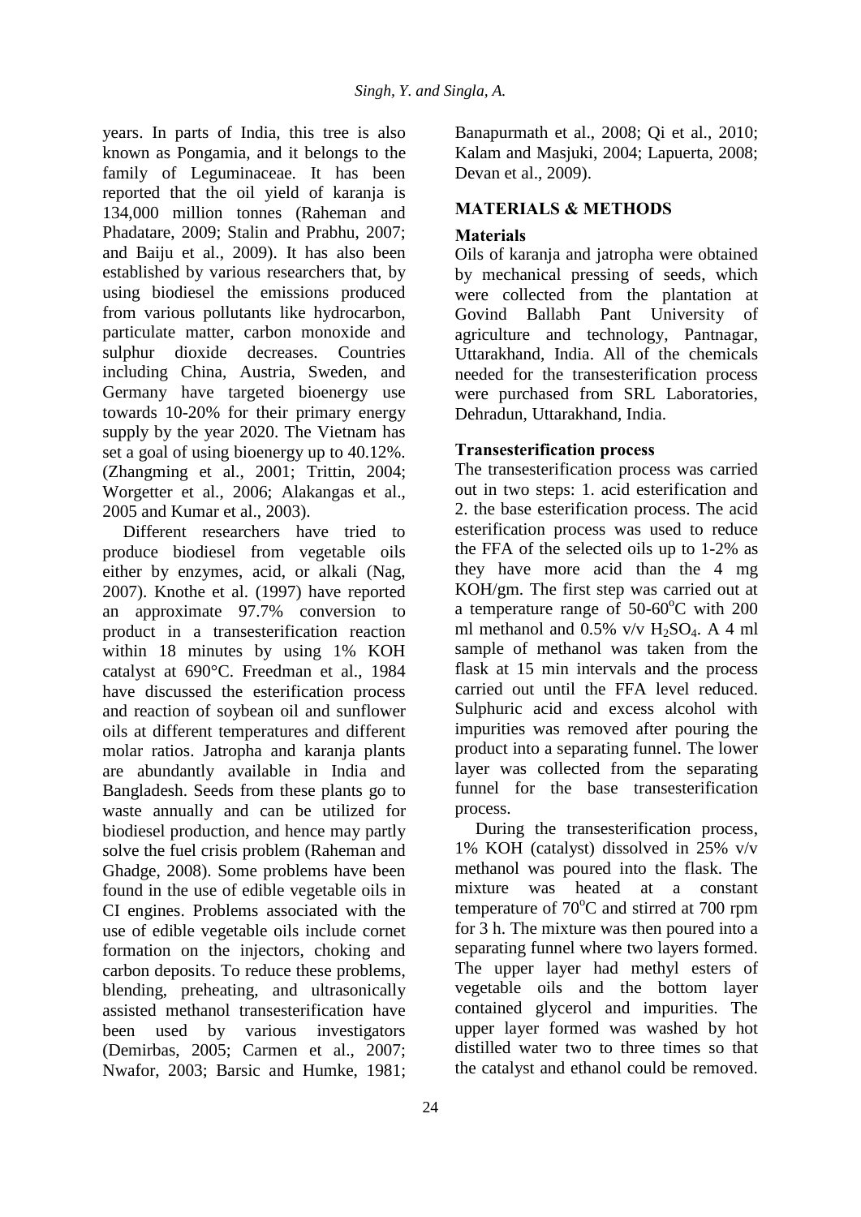years. In parts of India, this tree is also known as Pongamia, and it belongs to the family of Leguminaceae. It has been reported that the oil yield of karanja is 134,000 million tonnes (Raheman and Phadatare, 2009; Stalin and Prabhu, 2007; and Baiju et al., 2009). It has also been established by various researchers that, by using biodiesel the emissions produced from various pollutants like hydrocarbon, particulate matter, carbon monoxide and sulphur dioxide decreases. Countries including China, Austria, Sweden, and Germany have targeted bioenergy use towards 10-20% for their primary energy supply by the year 2020. The Vietnam has set a goal of using bioenergy up to 40.12%. (Zhangming et al., 2001; Trittin, 2004; Worgetter et al., 2006; Alakangas et al., 2005 and Kumar et al., 2003).

Different researchers have tried to produce biodiesel from vegetable oils either by enzymes, acid, or alkali (Nag, 2007). Knothe et al. (1997) have reported an approximate 97.7% conversion to product in a transesterification reaction within 18 minutes by using 1% KOH catalyst at 690°C. Freedman et al., 1984 have discussed the esterification process and reaction of soybean oil and sunflower oils at different temperatures and different molar ratios. Jatropha and karanja plants are abundantly available in India and Bangladesh. Seeds from these plants go to waste annually and can be utilized for biodiesel production, and hence may partly solve the fuel crisis problem (Raheman and Ghadge, 2008). Some problems have been found in the use of edible vegetable oils in CI engines. Problems associated with the use of edible vegetable oils include cornet formation on the injectors, choking and carbon deposits. To reduce these problems, blending, preheating, and ultrasonically assisted methanol transesterification have been used by various investigators (Demirbas, 2005; Carmen et al., 2007; Nwafor, 2003; Barsic and Humke, 1981; Banapurmath et al., 2008; Qi et al., 2010; Kalam and Masjuki, 2004; Lapuerta, 2008; Devan et al., 2009).

## MATERIALS & METHODS

### Materials

Oils of karanja and jatropha were obtained by mechanical pressing of seeds, which were collected from the plantation at Govind Ballabh Pant University of agriculture and technology, Pantnagar, Uttarakhand, India. All of the chemicals needed for the transesterification process were purchased from SRL Laboratories, Dehradun, Uttarakhand, India.

### Transesterification process

The transesterification process was carried out in two steps: 1. acid esterification and 2. the base esterification process. The acid esterification process was used to reduce the FFA of the selected oils up to 1-2% as they have more acid than the 4 mg KOH/gm. The first step was carried out at a temperature range of 50-60$^oC$ with 200 ml methanol and 0.5% v/v $H_2SO_4$. A 4 ml sample of methanol was taken from the flask at 15 min intervals and the process carried out until the FFA level reduced. Sulphuric acid and excess alcohol with impurities was removed after pouring the product into a separating funnel. The lower layer was collected from the separating funnel for the base transesterification process.

During the transesterification process, 1% KOH (catalyst) dissolved in 25% v/v methanol was poured into the flask. The mixture was heated at a constant temperature of 70$^oC$ and stirred at 700 rpm for 3 h. The mixture was then poured into a separating funnel where two layers formed. The upper layer had methyl esters of vegetable oils and the bottom layer contained glycerol and impurities. The upper layer formed was washed by hot distilled water two to three times so that the catalyst and ethanol could be removed.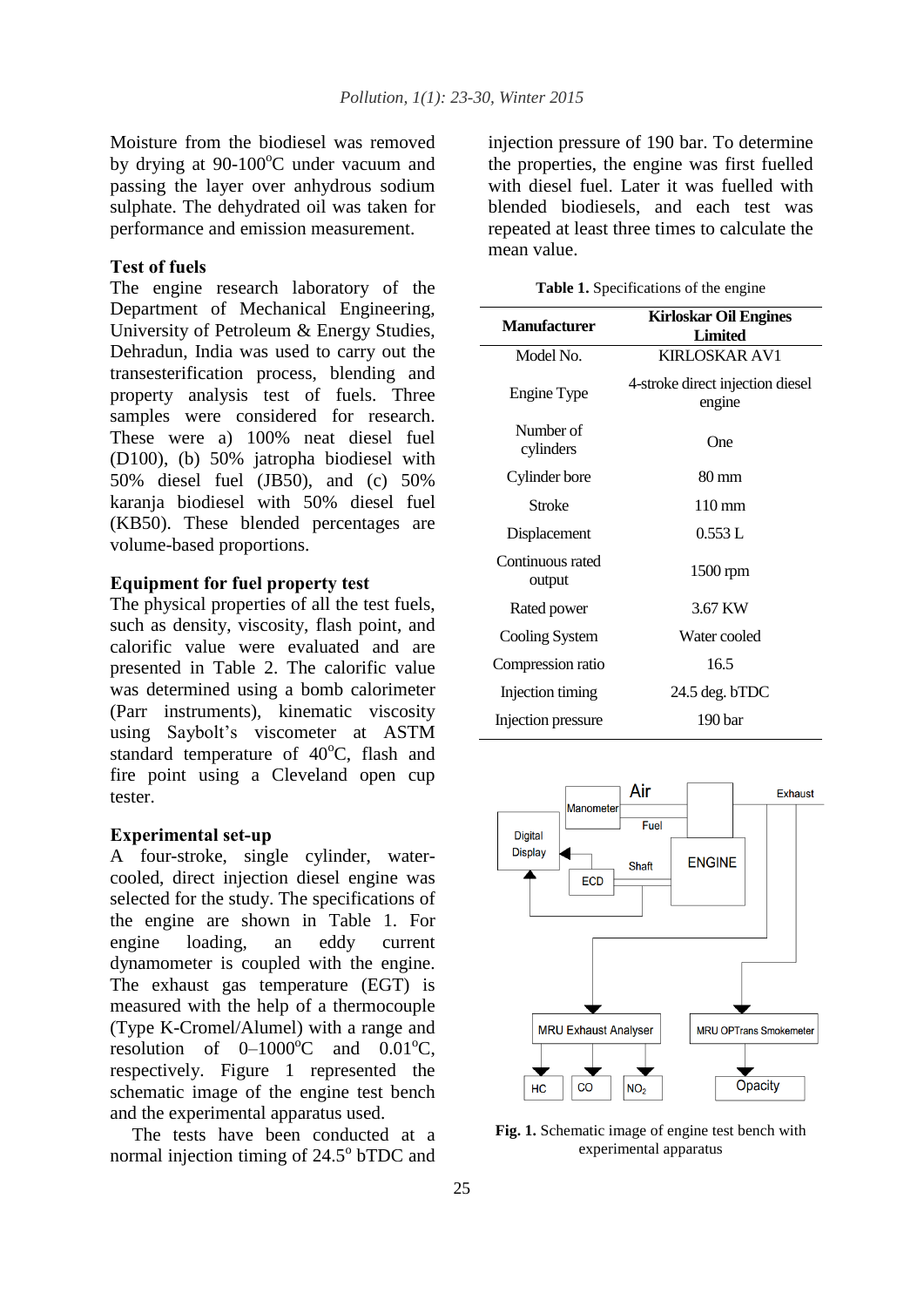Moisture from the biodiesel was removed by drying at 90-100°C under vacuum and passing the layer over anhydrous sodium sulphate. The dehydrated oil was taken for performance and emission measurement.

### Test of fuels

The engine research laboratory of the Department of Mechanical Engineering, University of Petroleum & Energy Studies, Dehradun, India was used to carry out the transesterification process, blending and property analysis test of fuels. Three samples were considered for research. These were a) 100% neat diesel fuel (D100), (b) 50% jatropha biodiesel with 50% diesel fuel (JB50), and (c) 50% karanja biodiesel with 50% diesel fuel (KB50). These blended percentages are volume-based proportions.

### Equipment for fuel property test

The physical properties of all the test fuels, such as density, viscosity, flash point, and calorific value were evaluated and are presented in Table 2. The calorific value was determined using a bomb calorimeter (Parr instruments), kinematic viscosity using Saybolt's viscometer at ASTM standard temperature of 40°C, flash and fire point using a Cleveland open cup tester.

### Experimental set-up

A four-stroke, single cylinder, water-cooled, direct injection diesel engine was selected for the study. The specifications of the engine are shown in Table 1. For engine loading, an eddy current dynamometer is coupled with the engine. The exhaust gas temperature (EGT) is measured with the help of a thermocouple (Type K-Cromel/Alumel) with a range and resolution of 0–1000°C and 0.01°C, respectively. Figure 1 represented the schematic image of the engine test bench and the experimental apparatus used.

The tests have been conducted at a normal injection timing of 24.5° bTDC and injection pressure of 190 bar. To determine the properties, the engine was first fuelled with diesel fuel. Later it was fuelled with blended biodiesels, and each test was repeated at least three times to calculate the mean value.

**Table 1.** Specifications of the engine

| Manufacturer | Kirloskar Oil Engines Limited |
|---|---|
| Model No. | KIRLOSKAR AV1 |
| Engine Type | 4-stroke direct injection diesel engine |
| Number of cylinders | One |
| Cylinder bore | 80 mm |
| Stroke | 110 mm |
| Displacement | 0.553 L |
| Continuous rated output | 1500 rpm |
| Rated power | 3.67 KW |
| Cooling System | Water cooled |
| Compression ratio | 16.5 |
| Injection timing | 24.5 deg. bTDC |
| Injection pressure | 190 bar |

Air
Manometer
Fuel
Exhaust
Digital Display
Shaft
ENGINE
ECD
MRU Exhaust Analyser
MRU OPTrans Smokemeter
HC
CO
$NO_2$
Opacity

**Fig. 1.** Schematic image of engine test bench with experimental apparatus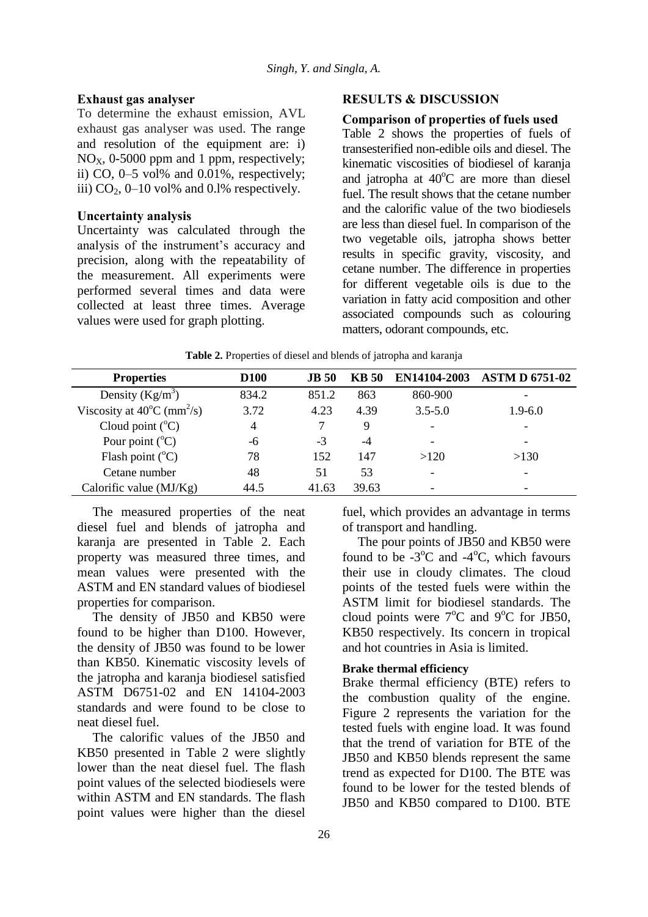**Exhaust gas analyser**

To determine the exhaust emission, AVL exhaust gas analyser was used. The range and resolution of the equipment are: i) $NO_X$, 0-5000 ppm and 1 ppm, respectively; ii) CO, 0–5 vol% and 0.01%, respectively; iii) $CO_2$, 0–10 vol% and 0.l% respectively.

**Uncertainty analysis**

Uncertainty was calculated through the analysis of the instrument's accuracy and precision, along with the repeatability of the measurement. All experiments were performed several times and data were collected at least three times. Average values were used for graph plotting.

## RESULTS & DISCUSSION

**Comparison of properties of fuels used**

Table 2 shows the properties of fuels of transesterified non-edible oils and diesel. The kinematic viscosities of biodiesel of karanja and jatropha at 40°C are more than diesel fuel. The result shows that the cetane number and the calorific value of the two biodiesels are less than diesel fuel. In comparison of the two vegetable oils, jatropha shows better results in specific gravity, viscosity, and cetane number. The difference in properties for different vegetable oils is due to the variation in fatty acid composition and other associated compounds such as colouring matters, odorant compounds, etc.

**Table 2.** Properties of diesel and blends of jatropha and karanja

| Properties | D100 | JB 50 | KB 50 | EN14104-2003 | ASTM D 6751-02 |
|---|---|---|---|---|---|
| Density ($Kg/m^3$) | 834.2 | 851.2 | 863 | 860-900 | - |
| Viscosity at 40°C ($mm^2/s$) | 3.72 | 4.23 | 4.39 | 3.5-5.0 | 1.9-6.0 |
| Cloud point (°C) | 4 | 7 | 9 | - | - |
| Pour point (°C) | -6 | -3 | -4 | - | - |
| Flash point (°C) | 78 | 152 | 147 | >120 | >130 |
| Cetane number | 48 | 51 | 53 | - | - |
| Calorific value (MJ/Kg) | 44.5 | 41.63 | 39.63 | - | - |

The measured properties of the neat diesel fuel and blends of jatropha and karanja are presented in Table 2. Each property was measured three times, and mean values were presented with the ASTM and EN standard values of biodiesel properties for comparison.

The density of JB50 and KB50 were found to be higher than D100. However, the density of JB50 was found to be lower than KB50. Kinematic viscosity levels of the jatropha and karanja biodiesel satisfied ASTM D6751-02 and EN 14104-2003 standards and were found to be close to neat diesel fuel.

The calorific values of the JB50 and KB50 presented in Table 2 were slightly lower than the neat diesel fuel. The flash point values of the selected biodiesels were within ASTM and EN standards. The flash point values were higher than the diesel fuel, which provides an advantage in terms of transport and handling.

The pour points of JB50 and KB50 were found to be -3°C and -4°C, which favours their use in cloudy climates. The cloud points of the tested fuels were within the ASTM limit for biodiesel standards. The cloud points were 7°C and 9°C for JB50, KB50 respectively. Its concern in tropical and hot countries in Asia is limited.

**Brake thermal efficiency**

Brake thermal efficiency (BTE) refers to the combustion quality of the engine. Figure 2 represents the variation for the tested fuels with engine load. It was found that the trend of variation for BTE of the JB50 and KB50 blends represent the same trend as expected for D100. The BTE was found to be lower for the tested blends of JB50 and KB50 compared to D100. BTE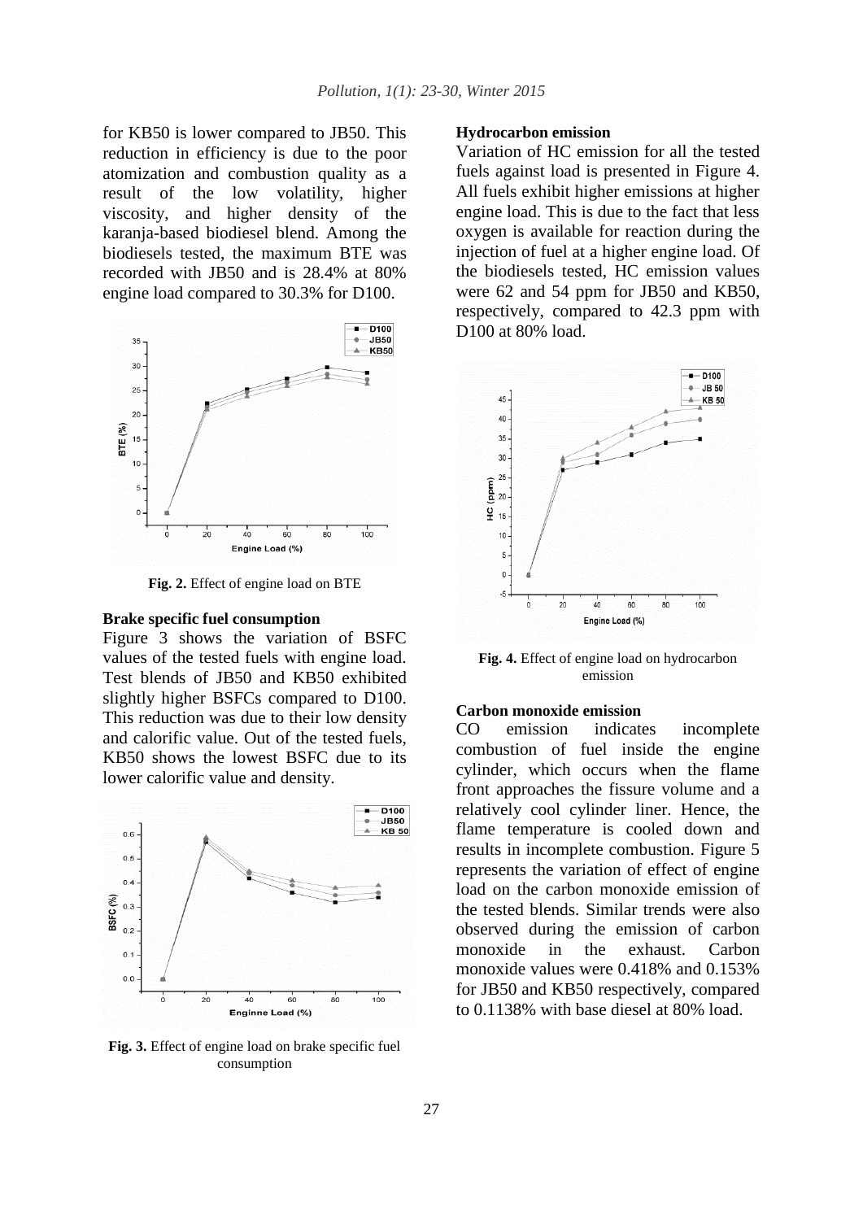for KB50 is lower compared to JB50. This reduction in efficiency is due to the poor atomization and combustion quality as a result of the low volatility, higher viscosity, and higher density of the karanja-based biodiesel blend. Among the biodiesels tested, the maximum BTE was recorded with JB50 and is 28.4% at 80% engine load compared to 30.3% for D100.

D100
JB50
KB50

BTE (%)

35
30
25
20
15
10
5
0

0 20 40 60 80 100

Engine Load (%)

**Fig. 2.** Effect of engine load on BTE

**Brake specific fuel consumption**

Figure 3 shows the variation of BSFC values of the tested fuels with engine load. Test blends of JB50 and KB50 exhibited slightly higher BSFCs compared to D100. This reduction was due to their low density and calorific value. Out of the tested fuels, KB50 shows the lowest BSFC due to its lower calorific value and density.

D100
JB50
KB 50

BSFC (%)

0.6
0.5
0.4
0.3
0.2
0.1
0.0

0 20 40 60 80 100

Enginne Load (%)

**Fig. 3.** Effect of engine load on brake specific fuel consumption

**Hydrocarbon emission**

Variation of HC emission for all the tested fuels against load is presented in Figure 4. All fuels exhibit higher emissions at higher engine load. This is due to the fact that less oxygen is available for reaction during the injection of fuel at a higher engine load. Of the biodiesels tested, HC emission values were 62 and 54 ppm for JB50 and KB50, respectively, compared to 42.3 ppm with D100 at 80% load.

D100
JB 50
KB 50

HC (ppm)

45
40
35
30
25
20
15
10
5
0
-5

0 20 40 60 80 100

Engine Load (%)

**Fig. 4.** Effect of engine load on hydrocarbon emission

**Carbon monoxide emission**

CO emission indicates incomplete combustion of fuel inside the engine cylinder, which occurs when the flame front approaches the fissure volume and a relatively cool cylinder liner. Hence, the flame temperature is cooled down and results in incomplete combustion. Figure 5 represents the variation of effect of engine load on the carbon monoxide emission of the tested blends. Similar trends were also observed during the emission of carbon monoxide in the exhaust. Carbon monoxide values were 0.418% and 0.153% for JB50 and KB50 respectively, compared to 0.1138% with base diesel at 80% load.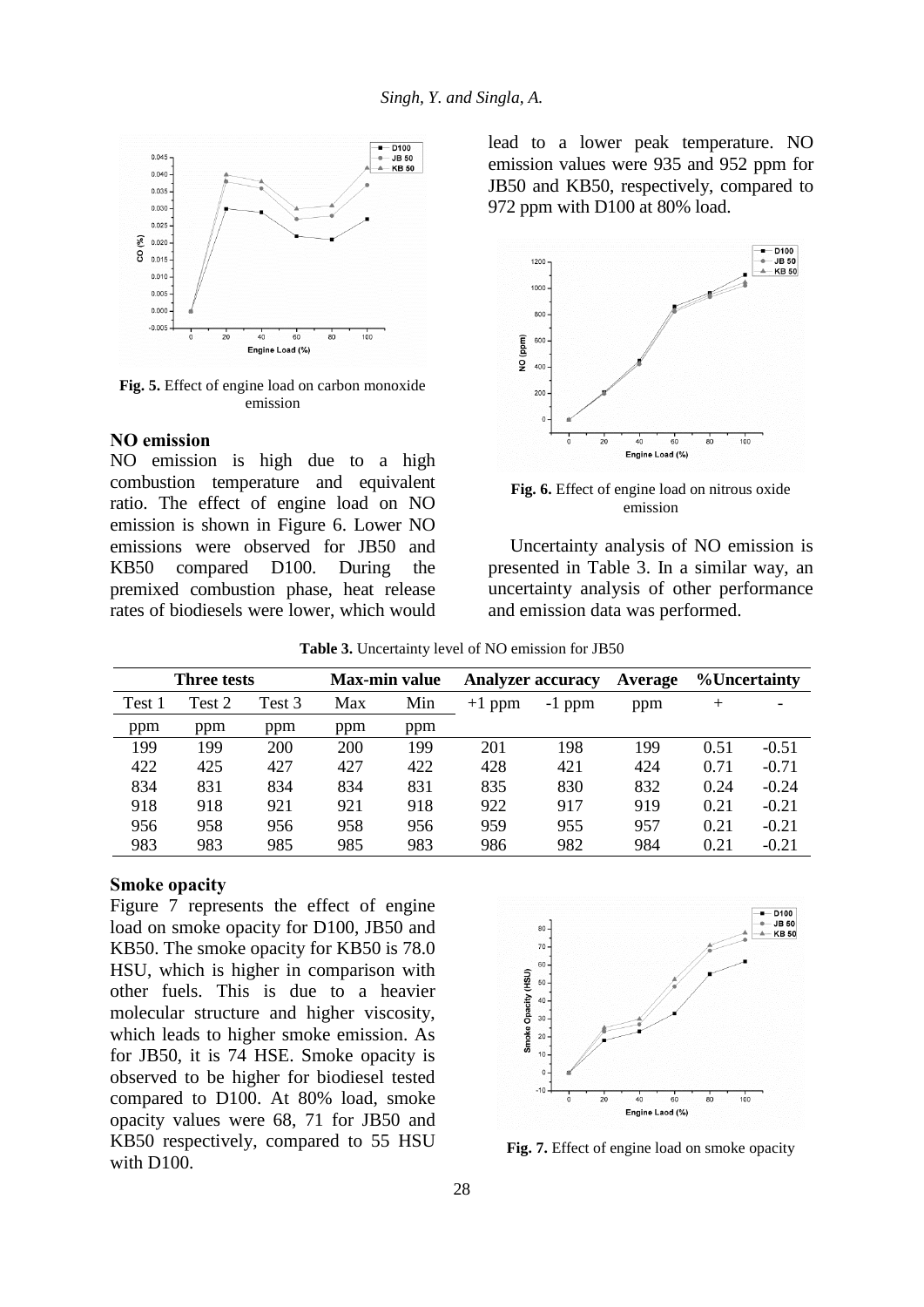0.045
0.040
0.035
0.030
0.025
0.020
0.015
0.010
0.005
0.000
-0.005

CO (%)

0 20 40 60 80 100

Engine Load (%)

D100
JB 50
KB 50

**Fig. 5.** Effect of engine load on carbon monoxide emission

### NO emission

NO emission is high due to a high combustion temperature and equivalent ratio. The effect of engine load on NO emission is shown in Figure 6. Lower NO emissions were observed for JB50 and KB50 compared D100. During the premixed combustion phase, heat release rates of biodiesels were lower, which would lead to a lower peak temperature. NO emission values were 935 and 952 ppm for JB50 and KB50, respectively, compared to 972 ppm with D100 at 80% load.

1200
1000
800
600
400
200
0

NO (ppm)

0 20 40 60 80 100

Engine Load (%)

D100
JB 50
KB 50

**Fig. 6.** Effect of engine load on nitrous oxide emission

Uncertainty analysis of NO emission is presented in Table 3. In a similar way, an uncertainty analysis of other performance and emission data was performed.

**Table 3.** Uncertainty level of NO emission for JB50

| Three tests | | | Max-min value | | Analyzer accuracy | | Average | %Uncertainty | |
|---|---|---|---|---|---|---|---|---|---|
| Test 1 | Test 2 | Test 3 | Max | Min | +1 ppm | -1 ppm | ppm | + | - |
| ppm | ppm | ppm | ppm | ppm | | | | | |
| 199 | 199 | 200 | 200 | 199 | 201 | 198 | 199 | 0.51 | -0.51 |
| 422 | 425 | 427 | 427 | 422 | 428 | 421 | 424 | 0.71 | -0.71 |
| 834 | 831 | 834 | 834 | 831 | 835 | 830 | 832 | 0.24 | -0.24 |
| 918 | 918 | 921 | 921 | 918 | 922 | 917 | 919 | 0.21 | -0.21 |
| 956 | 958 | 956 | 958 | 956 | 959 | 955 | 957 | 0.21 | -0.21 |
| 983 | 983 | 985 | 985 | 983 | 986 | 982 | 984 | 0.21 | -0.21 |

### Smoke opacity

Figure 7 represents the effect of engine load on smoke opacity for D100, JB50 and KB50. The smoke opacity for KB50 is 78.0 HSU, which is higher in comparison with other fuels. This is due to a heavier molecular structure and higher viscosity, which leads to higher smoke emission. As for JB50, it is 74 HSE. Smoke opacity is observed to be higher for biodiesel tested compared to D100. At 80% load, smoke opacity values were 68, 71 for JB50 and KB50 respectively, compared to 55 HSU with D100.

80
70
60
50
40
30
20
10
0
-10

Smoke Opacity (HSU)

0 20 40 60 80 100

Engine Laod (%)

D100
JB 50
KB 50

**Fig. 7.** Effect of engine load on smoke opacity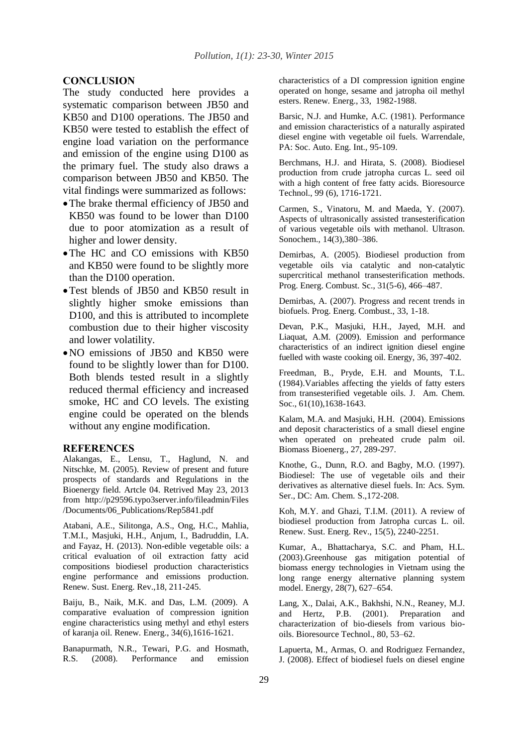## CONCLUSION

The study conducted here provides a systematic comparison between JB50 and KB50 and D100 operations. The JB50 and KB50 were tested to establish the effect of engine load variation on the performance and emission of the engine using D100 as the primary fuel. The study also draws a comparison between JB50 and KB50. The vital findings were summarized as follows:

- The brake thermal efficiency of JB50 and KB50 was found to be lower than D100 due to poor atomization as a result of higher and lower density.
- The HC and CO emissions with KB50 and KB50 were found to be slightly more than the D100 operation.
- Test blends of JB50 and KB50 result in slightly higher smoke emissions than D100, and this is attributed to incomplete combustion due to their higher viscosity and lower volatility.
- NO emissions of JB50 and KB50 were found to be slightly lower than for D100. Both blends tested result in a slightly reduced thermal efficiency and increased smoke, HC and CO levels. The existing engine could be operated on the blends without any engine modification.

## REFERENCES

Alakangas, E., Lensu, T., Haglund, N. and Nitschke, M. (2005). Review of present and future prospects of standards and Regulations in the Bioenergy field. Artcle 04. Retrived May 23, 2013 from http://p29596.typo3server.info/fileadmin/Files/Documents/06_Publications/Rep5841.pdf

Atabani, A.E., Silitonga, A.S., Ong, H.C., Mahlia, T.M.I., Masjuki, H.H., Anjum, I., Badruddin, I.A. and Fayaz, H. (2013). Non-edible vegetable oils: a critical evaluation of oil extraction fatty acid compositions biodiesel production characteristics engine performance and emissions production. Renew. Sust. Energ. Rev.,18, 211-245.

Baiju, B., Naik, M.K. and Das, L.M. (2009). A comparative evaluation of compression ignition engine characteristics using methyl and ethyl esters of karanja oil. Renew. Energ., 34(6),1616-1621.

Banapurmath, N.R., Tewari, P.G. and Hosmath, R.S. (2008). Performance and emission characteristics of a DI compression ignition engine operated on honge, sesame and jatropha oil methyl esters. Renew. Energ., 33, 1982-1988.

Barsic, N.J. and Humke, A.C. (1981). Performance and emission characteristics of a naturally aspirated diesel engine with vegetable oil fuels. Warrendale, PA: Soc. Auto. Eng. Int., 95-109.

Berchmans, H.J. and Hirata, S. (2008). Biodiesel production from crude jatropha curcas L. seed oil with a high content of free fatty acids. Bioresource Technol., 99 (6), 1716-1721.

Carmen, S., Vinatoru, M. and Maeda, Y. (2007). Aspects of ultrasonically assisted transesterification of various vegetable oils with methanol. Ultrason. Sonochem., 14(3),380–386.

Demirbas, A. (2005). Biodiesel production from vegetable oils via catalytic and non-catalytic supercritical methanol transesterification methods. Prog. Energ. Combust. Sc., 31(5-6), 466–487.

Demirbas, A. (2007). Progress and recent trends in biofuels. Prog. Energ. Combust., 33, 1-18.

Devan, P.K., Masjuki, H.H., Jayed, M.H. and Liaquat, A.M. (2009). Emission and performance characteristics of an indirect ignition diesel engine fuelled with waste cooking oil. Energy, 36, 397-402.

Freedman, B., Pryde, E.H. and Mounts, T.L. (1984).Variables affecting the yields of fatty esters from transesterified vegetable oils. J. Am. Chem. Soc., 61(10),1638-1643.

Kalam, M.A. and Masjuki, H.H. (2004). Emissions and deposit characteristics of a small diesel engine when operated on preheated crude palm oil. Biomass Bioenerg., 27, 289-297.

Knothe, G., Dunn, R.O. and Bagby, M.O. (1997). Biodiesel: The use of vegetable oils and their derivatives as alternative diesel fuels. In: Acs. Sym. Ser., DC: Am. Chem. S.,172-208.

Koh, M.Y. and Ghazi, T.I.M. (2011). A review of biodiesel production from Jatropha curcas L. oil. Renew. Sust. Energ. Rev., 15(5), 2240-2251.

Kumar, A., Bhattacharya, S.C. and Pham, H.L. (2003).Greenhouse gas mitigation potential of biomass energy technologies in Vietnam using the long range energy alternative planning system model. Energy, 28(7), 627–654.

Lang, X., Dalai, A.K., Bakhshi, N.N., Reaney, M.J. and Hertz, P.B. (2001). Preparation and characterization of bio-diesels from various bio-oils. Bioresource Technol., 80, 53–62.

Lapuerta, M., Armas, O. and Rodriguez Fernandez, J. (2008). Effect of biodiesel fuels on diesel engine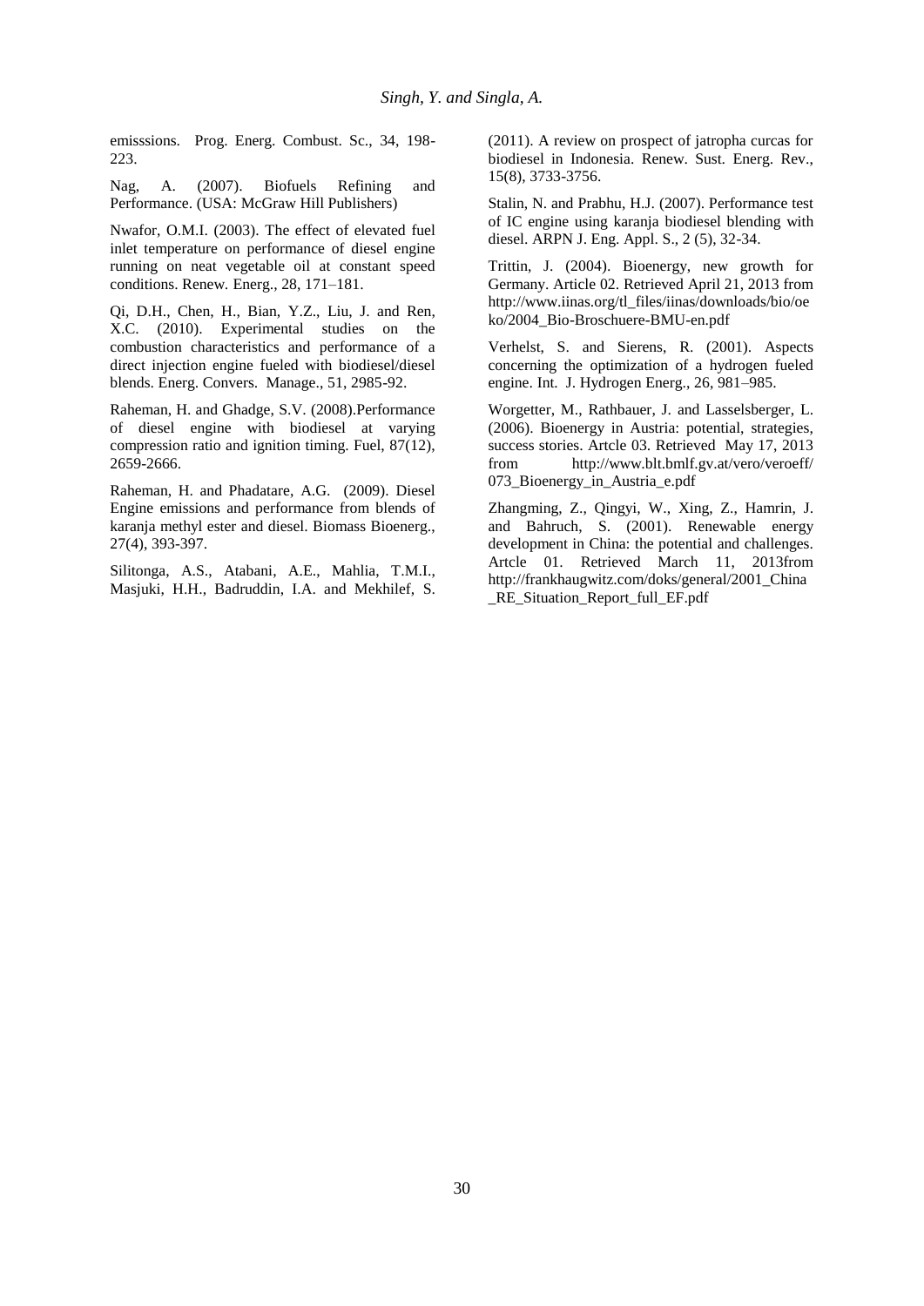emisssions. Prog. Energ. Combust. Sc., 34, 198-223.

Nag, A. (2007). Biofuels Refining and Performance. (USA: McGraw Hill Publishers)

Nwafor, O.M.I. (2003). The effect of elevated fuel inlet temperature on performance of diesel engine running on neat vegetable oil at constant speed conditions. Renew. Energ., 28, 171–181.

Qi, D.H., Chen, H., Bian, Y.Z., Liu, J. and Ren, X.C. (2010). Experimental studies on the combustion characteristics and performance of a direct injection engine fueled with biodiesel/diesel blends. Energ. Convers. Manage., 51, 2985-92.

Raheman, H. and Ghadge, S.V. (2008).Performance of diesel engine with biodiesel at varying compression ratio and ignition timing. Fuel, 87(12), 2659-2666.

Raheman, H. and Phadatare, A.G. (2009). Diesel Engine emissions and performance from blends of karanja methyl ester and diesel. Biomass Bioenerg., 27(4), 393-397.

Silitonga, A.S., Atabani, A.E., Mahlia, T.M.I., Masjuki, H.H., Badruddin, I.A. and Mekhilef, S. (2011). A review on prospect of jatropha curcas for biodiesel in Indonesia. Renew. Sust. Energ. Rev., 15(8), 3733-3756.

Stalin, N. and Prabhu, H.J. (2007). Performance test of IC engine using karanja biodiesel blending with diesel. ARPN J. Eng. Appl. S., 2 (5), 32-34.

Trittin, J. (2004). Bioenergy, new growth for Germany. Article 02. Retrieved April 21, 2013 from http://www.iinas.org/tl_files/iinas/downloads/bio/oeko/2004_Bio-Broschuere-BMU-en.pdf

Verhelst, S. and Sierens, R. (2001). Aspects concerning the optimization of a hydrogen fueled engine. Int. J. Hydrogen Energ., 26, 981–985.

Worgetter, M., Rathbauer, J. and Lasselsberger, L. (2006). Bioenergy in Austria: potential, strategies, success stories. Artcle 03. Retrieved May 17, 2013 from http://www.blt.bmlf.gv.at/vero/veroeff/073_Bioenergy_in_Austria_e.pdf

Zhangming, Z., Qingyi, W., Xing, Z., Hamrin, J. and Bahruch, S. (2001). Renewable energy development in China: the potential and challenges. Artcle 01. Retrieved March 11, 2013from http://frankhaugwitz.com/doks/general/2001_China_RE_Situation_Report_full_EF.pdf